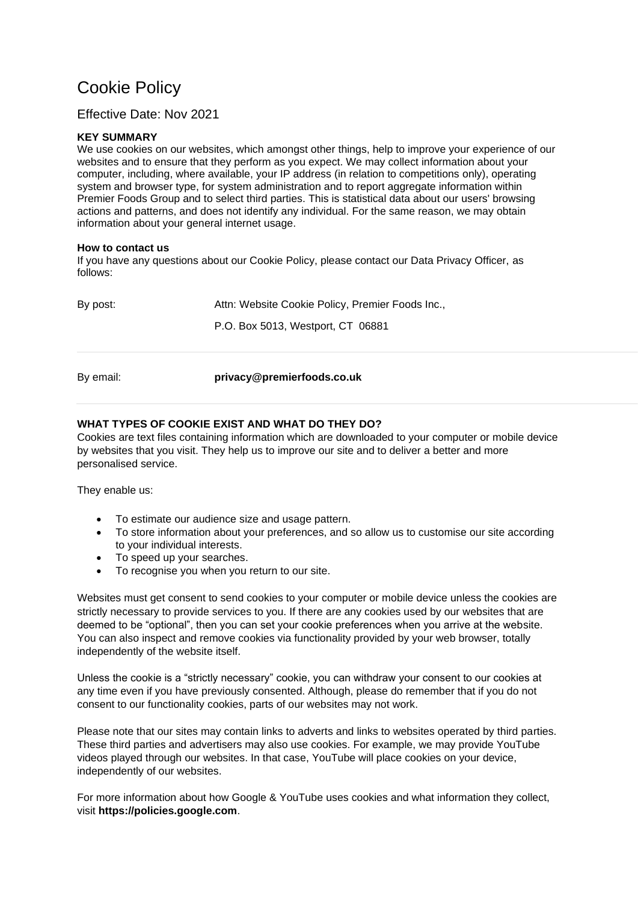# Cookie Policy

## Effective Date: Nov 2021

**KEY SUMMARY**

We use cookies on our websites, which amongst other things, help to improve your experience of our websites and to ensure that they perform as you expect. We may collect information about your computer, including, where available, your IP address (in relation to competitions only), operating system and browser type, for system administration and to report aggregate information within Premier Foods Group and to select third parties. This is statistical data about our users' browsing actions and patterns, and does not identify any individual. For the same reason, we may obtain information about your general internet usage.

**How to contact us**

If you have any questions about our Cookie Policy, please contact our Data Privacy Officer, as follows:

| | |
|---|---|
| By post: | Attn: Website Cookie Policy, Premier Foods Inc.,<br>P.O. Box 5013, Westport, CT 06881 |
| By email: | **privacy@premierfoods.co.uk** |

**WHAT TYPES OF COOKIE EXIST AND WHAT DO THEY DO?**

Cookies are text files containing information which are downloaded to your computer or mobile device by websites that you visit. They help us to improve our site and to deliver a better and more personalised service.

They enable us:

- To estimate our audience size and usage pattern.
- To store information about your preferences, and so allow us to customise our site according to your individual interests.
- To speed up your searches.
- To recognise you when you return to our site.

Websites must get consent to send cookies to your computer or mobile device unless the cookies are strictly necessary to provide services to you. If there are any cookies used by our websites that are deemed to be "optional", then you can set your cookie preferences when you arrive at the website. You can also inspect and remove cookies via functionality provided by your web browser, totally independently of the website itself.

Unless the cookie is a "strictly necessary" cookie, you can withdraw your consent to our cookies at any time even if you have previously consented. Although, please do remember that if you do not consent to our functionality cookies, parts of our websites may not work.

Please note that our sites may contain links to adverts and links to websites operated by third parties. These third parties and advertisers may also use cookies. For example, we may provide YouTube videos played through our websites. In that case, YouTube will place cookies on your device, independently of our websites.

For more information about how Google & YouTube uses cookies and what information they collect, visit **https://policies.google.com**.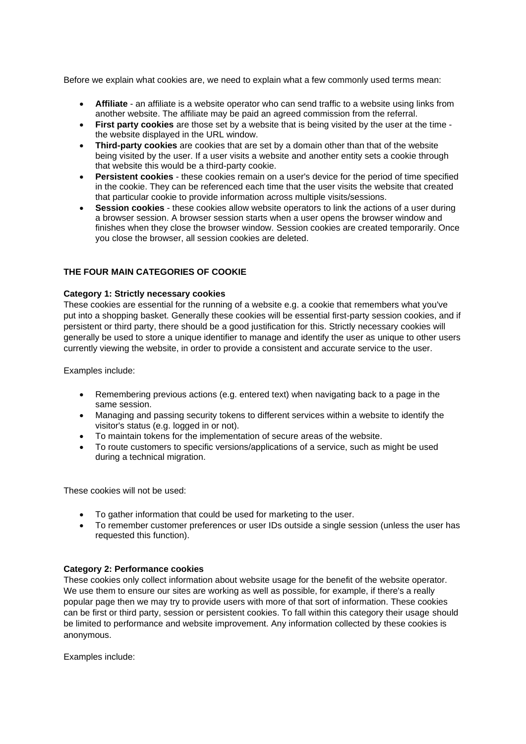Before we explain what cookies are, we need to explain what a few commonly used terms mean:

- **Affiliate** - an affiliate is a website operator who can send traffic to a website using links from another website. The affiliate may be paid an agreed commission from the referral.
- **First party cookies** are those set by a website that is being visited by the user at the time - the website displayed in the URL window.
- **Third-party cookies** are cookies that are set by a domain other than that of the website being visited by the user. If a user visits a website and another entity sets a cookie through that website this would be a third-party cookie.
- **Persistent cookies** - these cookies remain on a user's device for the period of time specified in the cookie. They can be referenced each time that the user visits the website that created that particular cookie to provide information across multiple visits/sessions.
- **Session cookies** - these cookies allow website operators to link the actions of a user during a browser session. A browser session starts when a user opens the browser window and finishes when they close the browser window. Session cookies are created temporarily. Once you close the browser, all session cookies are deleted.

## THE FOUR MAIN CATEGORIES OF COOKIE

### Category 1: Strictly necessary cookies

These cookies are essential for the running of a website e.g. a cookie that remembers what you've put into a shopping basket. Generally these cookies will be essential first-party session cookies, and if persistent or third party, there should be a good justification for this. Strictly necessary cookies will generally be used to store a unique identifier to manage and identify the user as unique to other users currently viewing the website, in order to provide a consistent and accurate service to the user.

Examples include:

- Remembering previous actions (e.g. entered text) when navigating back to a page in the same session.
- Managing and passing security tokens to different services within a website to identify the visitor's status (e.g. logged in or not).
- To maintain tokens for the implementation of secure areas of the website.
- To route customers to specific versions/applications of a service, such as might be used during a technical migration.

These cookies will not be used:

- To gather information that could be used for marketing to the user.
- To remember customer preferences or user IDs outside a single session (unless the user has requested this function).

### Category 2: Performance cookies

These cookies only collect information about website usage for the benefit of the website operator. We use them to ensure our sites are working as well as possible, for example, if there's a really popular page then we may try to provide users with more of that sort of information. These cookies can be first or third party, session or persistent cookies. To fall within this category their usage should be limited to performance and website improvement. Any information collected by these cookies is anonymous.

Examples include: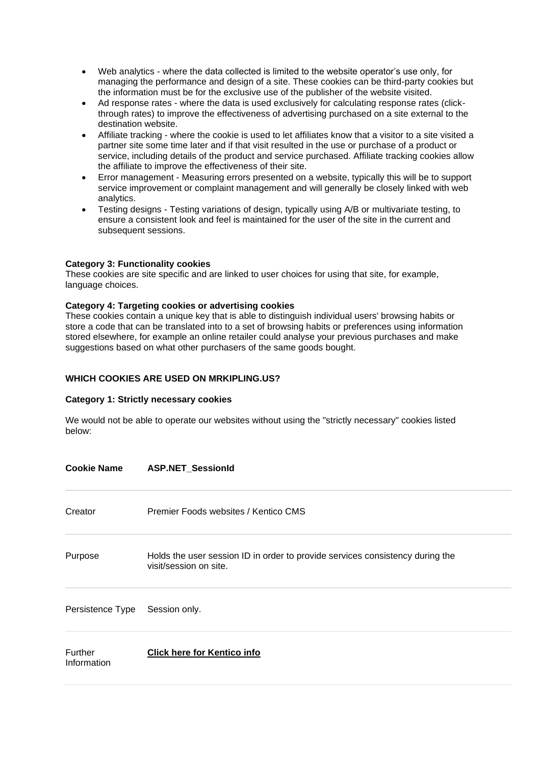- Web analytics - where the data collected is limited to the website operator's use only, for managing the performance and design of a site. These cookies can be third-party cookies but the information must be for the exclusive use of the publisher of the website visited.
- Ad response rates - where the data is used exclusively for calculating response rates (click-through rates) to improve the effectiveness of advertising purchased on a site external to the destination website.
- Affiliate tracking - where the cookie is used to let affiliates know that a visitor to a site visited a partner site some time later and if that visit resulted in the use or purchase of a product or service, including details of the product and service purchased. Affiliate tracking cookies allow the affiliate to improve the effectiveness of their site.
- Error management - Measuring errors presented on a website, typically this will be to support service improvement or complaint management and will generally be closely linked with web analytics.
- Testing designs - Testing variations of design, typically using A/B or multivariate testing, to ensure a consistent look and feel is maintained for the user of the site in the current and subsequent sessions.

**Category 3: Functionality cookies**
These cookies are site specific and are linked to user choices for using that site, for example, language choices.

**Category 4: Targeting cookies or advertising cookies**
These cookies contain a unique key that is able to distinguish individual users' browsing habits or store a code that can be translated into to a set of browsing habits or preferences using information stored elsewhere, for example an online retailer could analyse your previous purchases and make suggestions based on what other purchasers of the same goods bought.

**WHICH COOKIES ARE USED ON MRKIPLING.US?**

**Category 1: Strictly necessary cookies**

We would not be able to operate our websites without using the "strictly necessary" cookies listed below:

| **Cookie Name** | **ASP.NET_SessionId** |
|---|---|
| Creator | Premier Foods websites / Kentico CMS |
| Purpose | Holds the user session ID in order to provide services consistency during the visit/session on site. |
| Persistence Type | Session only. |
| Further Information | **Click here for Kentico info** |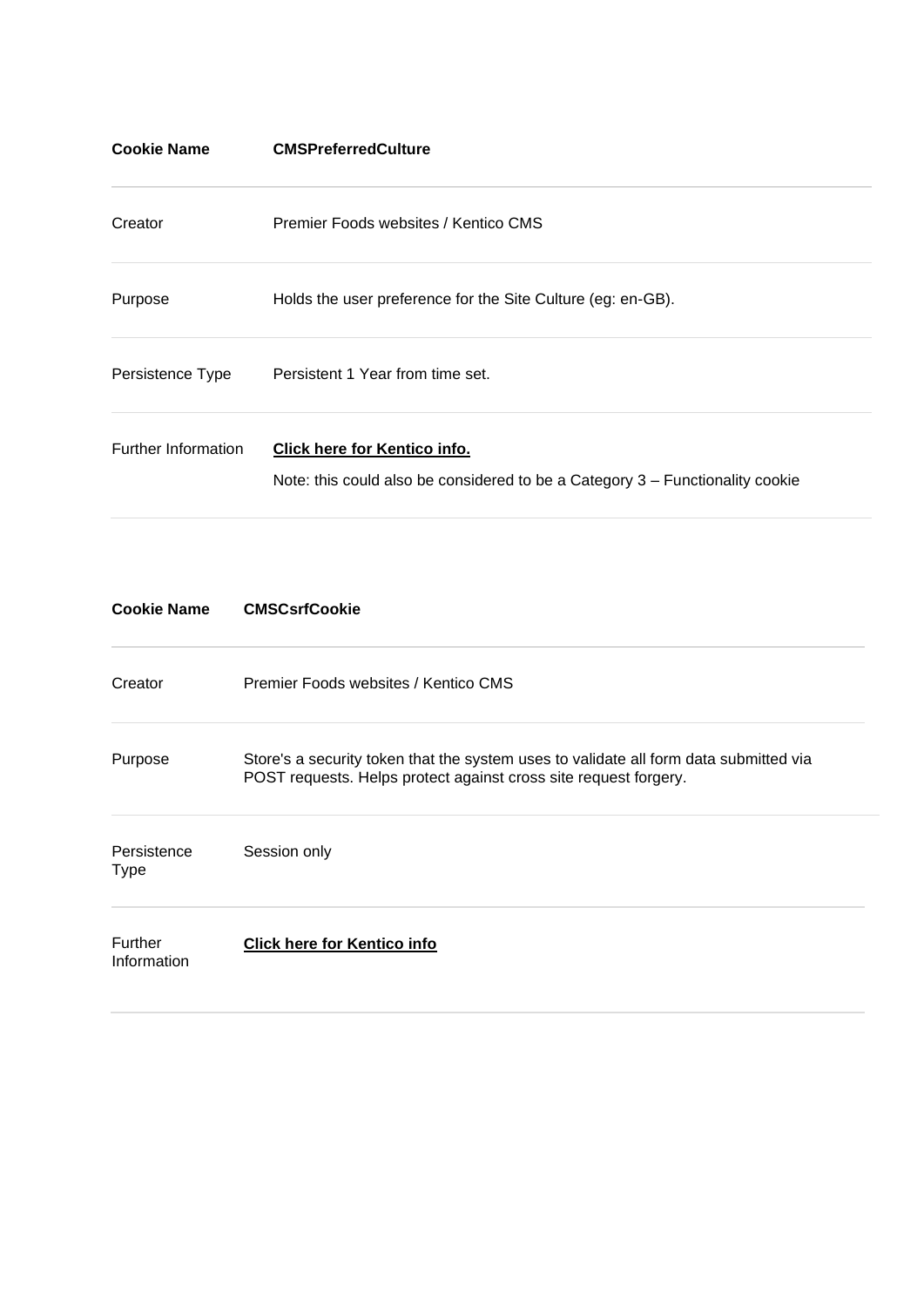| **Cookie Name** | **CMSPreferredCulture** |
| --- | --- |
| Creator | Premier Foods websites / Kentico CMS |
| Purpose | Holds the user preference for the Site Culture (eg: en-GB). |
| Persistence Type | Persistent 1 Year from time set. |
| Further Information | **Click here for Kentico info.**<br>Note: this could also be considered to be a Category 3 – Functionality cookie |

| **Cookie Name** | **CMSCsrfCookie** |
| --- | --- |
| Creator | Premier Foods websites / Kentico CMS |
| Purpose | Store's a security token that the system uses to validate all form data submitted via POST requests. Helps protect against cross site request forgery. |
| Persistence Type | Session only |
| Further Information | **Click here for Kentico info** |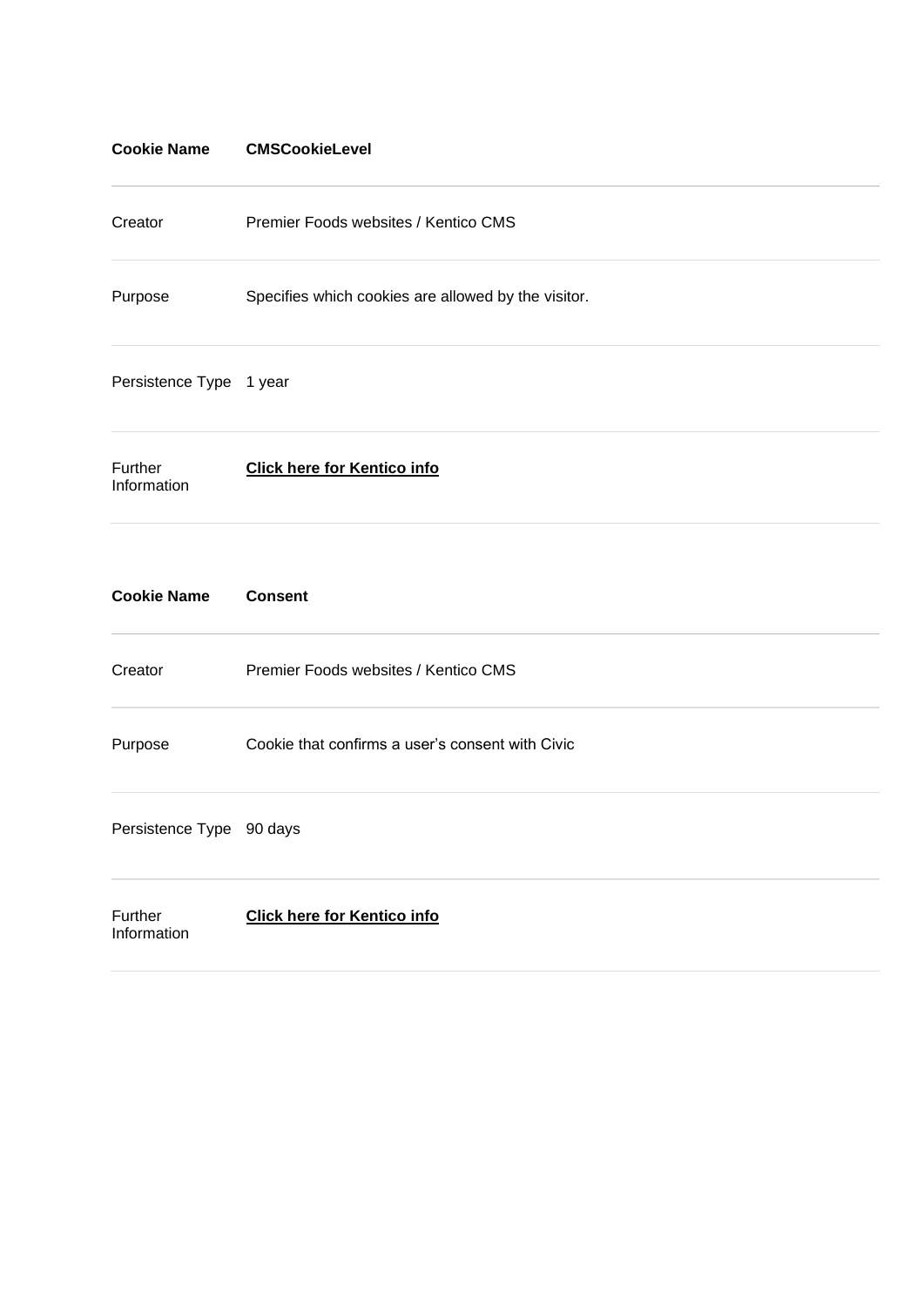| Cookie Name | CMSCookieLevel |
| --- | --- |
| Creator | Premier Foods websites / Kentico CMS |
| Purpose | Specifies which cookies are allowed by the visitor. |
| Persistence Type | 1 year |
| Further Information | **Click here for Kentico info** |

| Cookie Name | Consent |
| --- | --- |
| Creator | Premier Foods websites / Kentico CMS |
| Purpose | Cookie that confirms a user's consent with Civic |
| Persistence Type | 90 days |
| Further Information | **Click here for Kentico info** |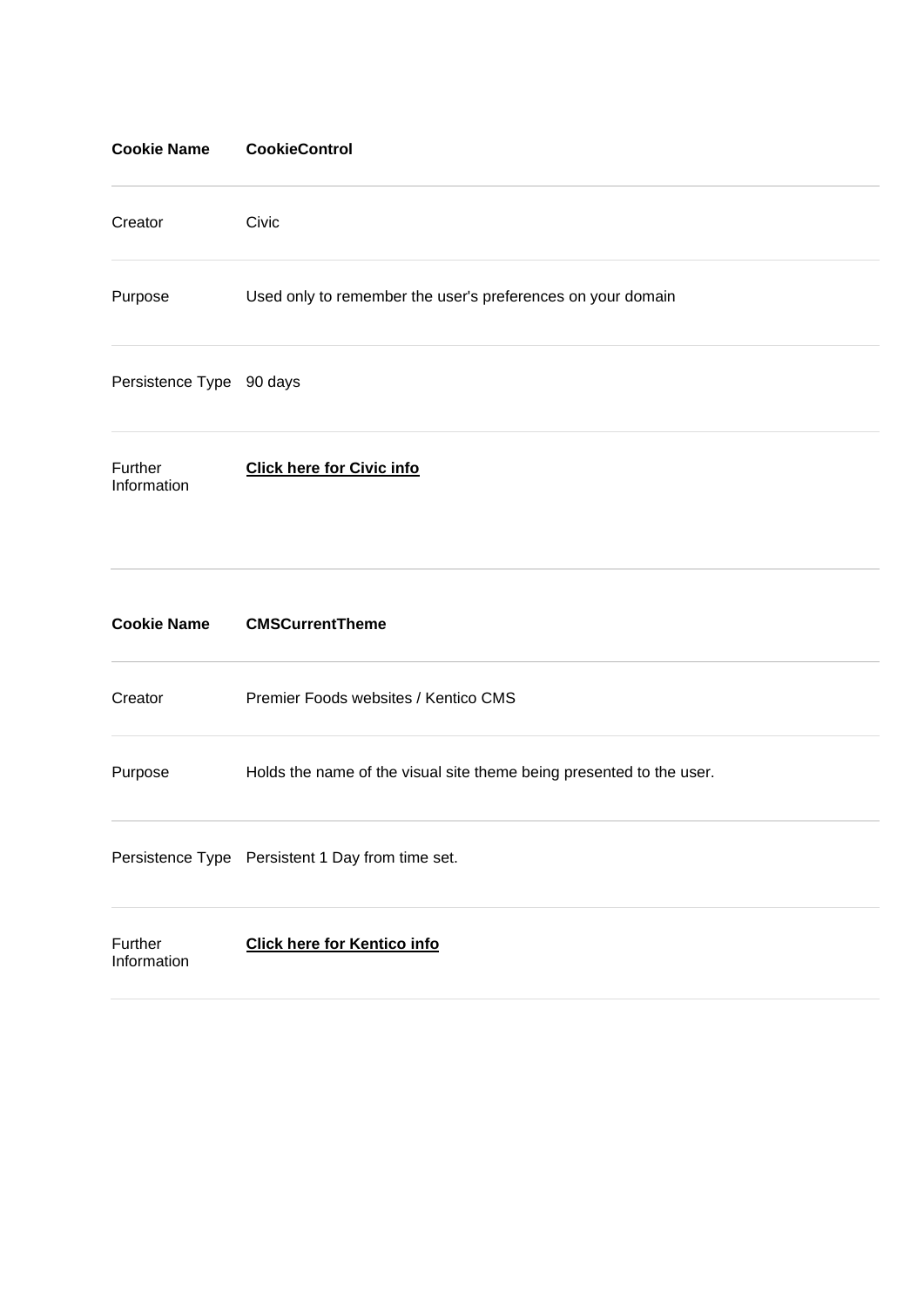| **Cookie Name** | **CookieControl** |
| --- | --- |
| Creator | Civic |
| Purpose | Used only to remember the user's preferences on your domain |
| Persistence Type | 90 days |
| Further Information | **Click here for Civic info** |

| **Cookie Name** | **CMSCurrentTheme** |
| --- | --- |
| Creator | Premier Foods websites / Kentico CMS |
| Purpose | Holds the name of the visual site theme being presented to the user. |
| Persistence Type | Persistent 1 Day from time set. |
| Further Information | **Click here for Kentico info** |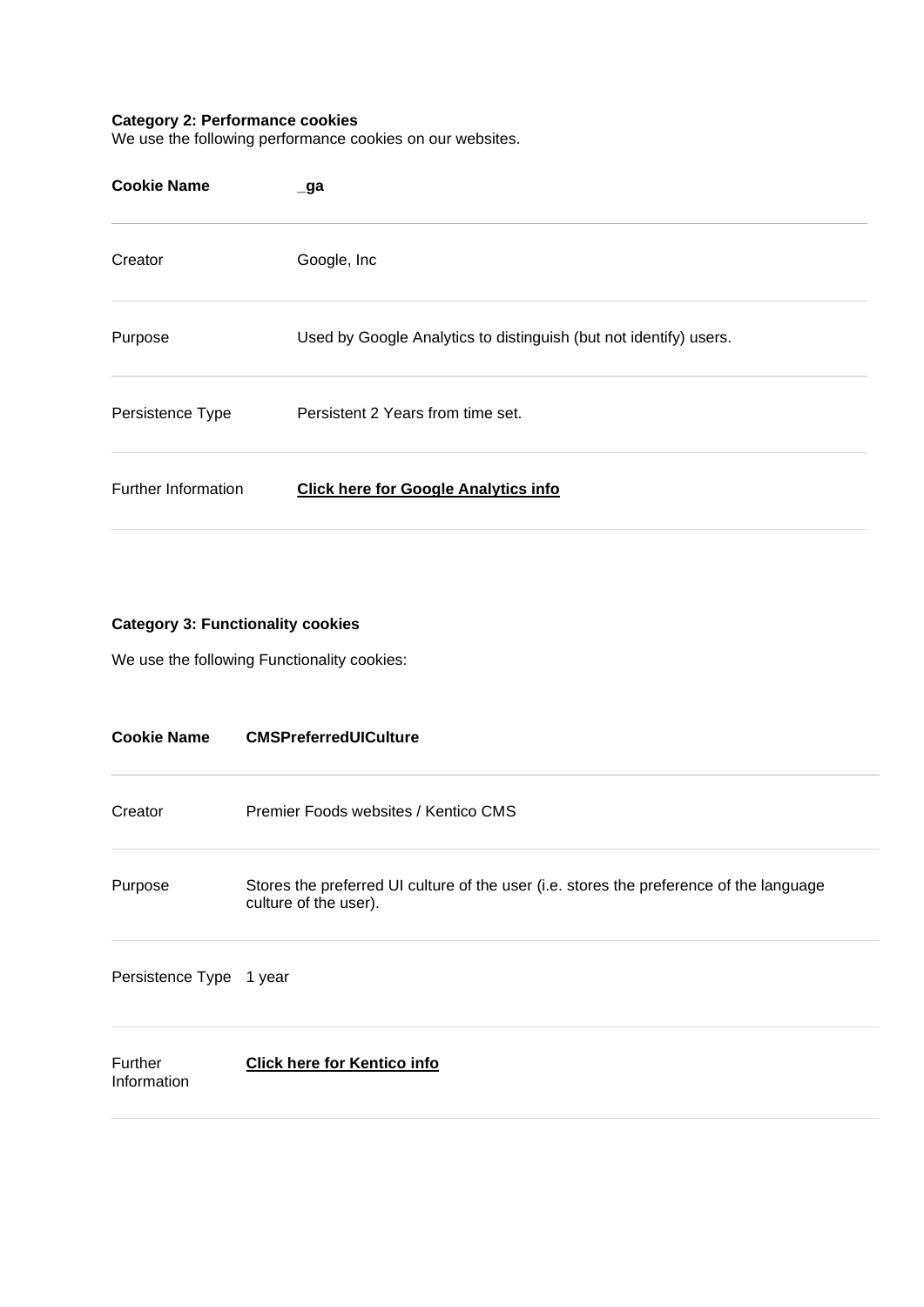**Category 2: Performance cookies**

We use the following performance cookies on our websites.

| **Cookie Name** | **_ga** |
| --- | --- |
| Creator | Google, Inc |
| Purpose | Used by Google Analytics to distinguish (but not identify) users. |
| Persistence Type | Persistent 2 Years from time set. |
| Further Information | **Click here for Google Analytics info** |

**Category 3: Functionality cookies**

We use the following Functionality cookies:

| **Cookie Name** | **CMSPreferredUICulture** |
| --- | --- |
| Creator | Premier Foods websites / Kentico CMS |
| Purpose | Stores the preferred UI culture of the user (i.e. stores the preference of the language culture of the user). |
| Persistence Type | 1 year |
| Further Information | **Click here for Kentico info** |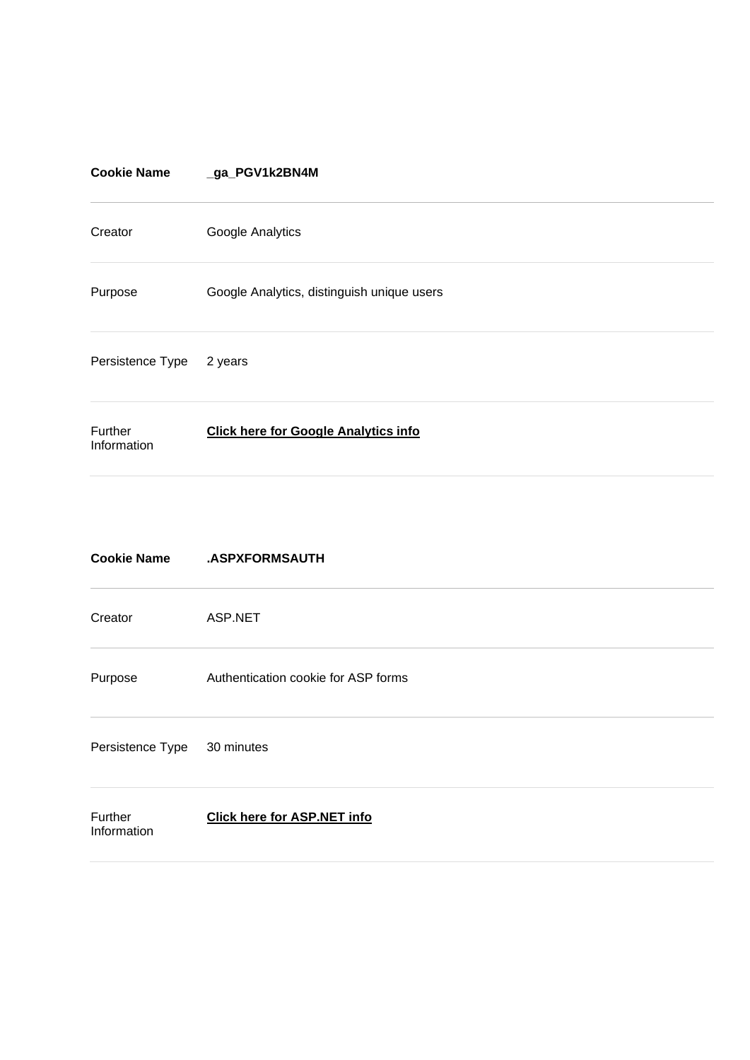| **Cookie Name** | **_ga_PGV1k2BN4M** |
| --- | --- |
| Creator | Google Analytics |
| Purpose | Google Analytics, distinguish unique users |
| Persistence Type | 2 years |
| Further Information | **Click here for Google Analytics info** |

| **Cookie Name** | **.ASPXFORMSAUTH** |
| --- | --- |
| Creator | ASP.NET |
| Purpose | Authentication cookie for ASP forms |
| Persistence Type | 30 minutes |
| Further Information | **Click here for ASP.NET info** |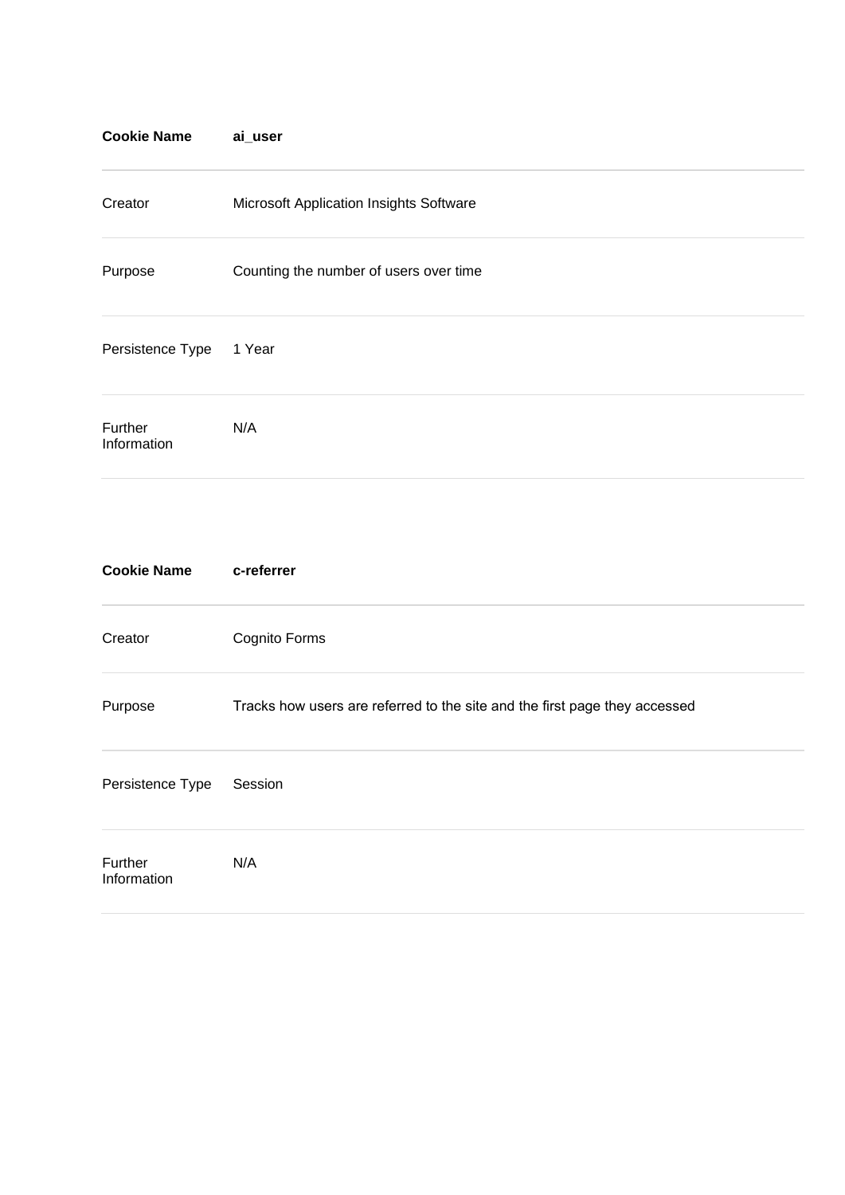| Cookie Name | ai_user |
| --- | --- |
| Creator | Microsoft Application Insights Software |
| Purpose | Counting the number of users over time |
| Persistence Type | 1 Year |
| Further Information | N/A |

| Cookie Name | c-referrer |
| --- | --- |
| Creator | Cognito Forms |
| Purpose | Tracks how users are referred to the site and the first page they accessed |
| Persistence Type | Session |
| Further Information | N/A |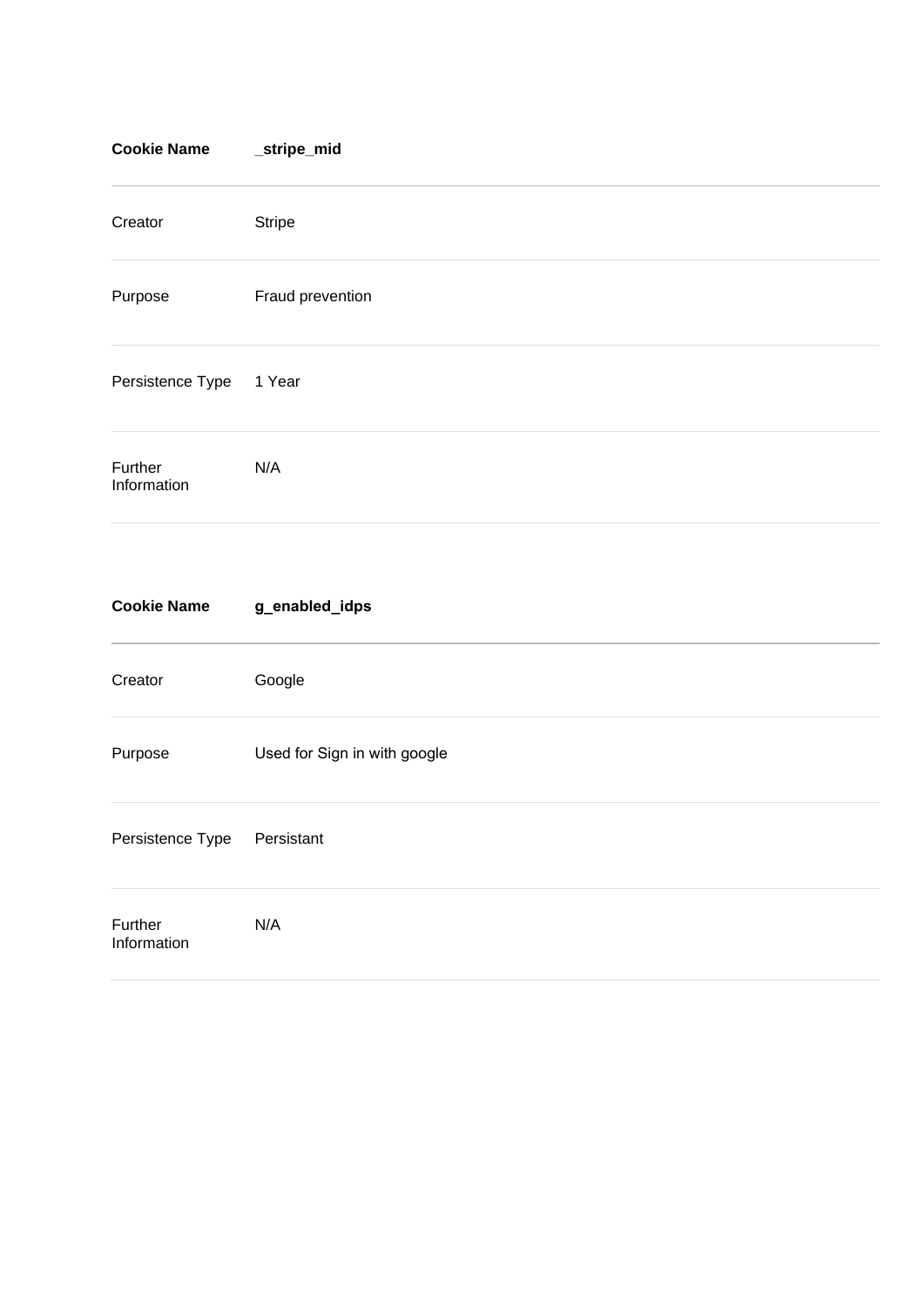| **Cookie Name** | **_stripe_mid** |
| --- | --- |
| Creator | Stripe |
| Purpose | Fraud prevention |
| Persistence Type | 1 Year |
| Further Information | N/A |

| **Cookie Name** | **g_enabled_idps** |
| --- | --- |
| Creator | Google |
| Purpose | Used for Sign in with google |
| Persistence Type | Persistant |
| Further Information | N/A |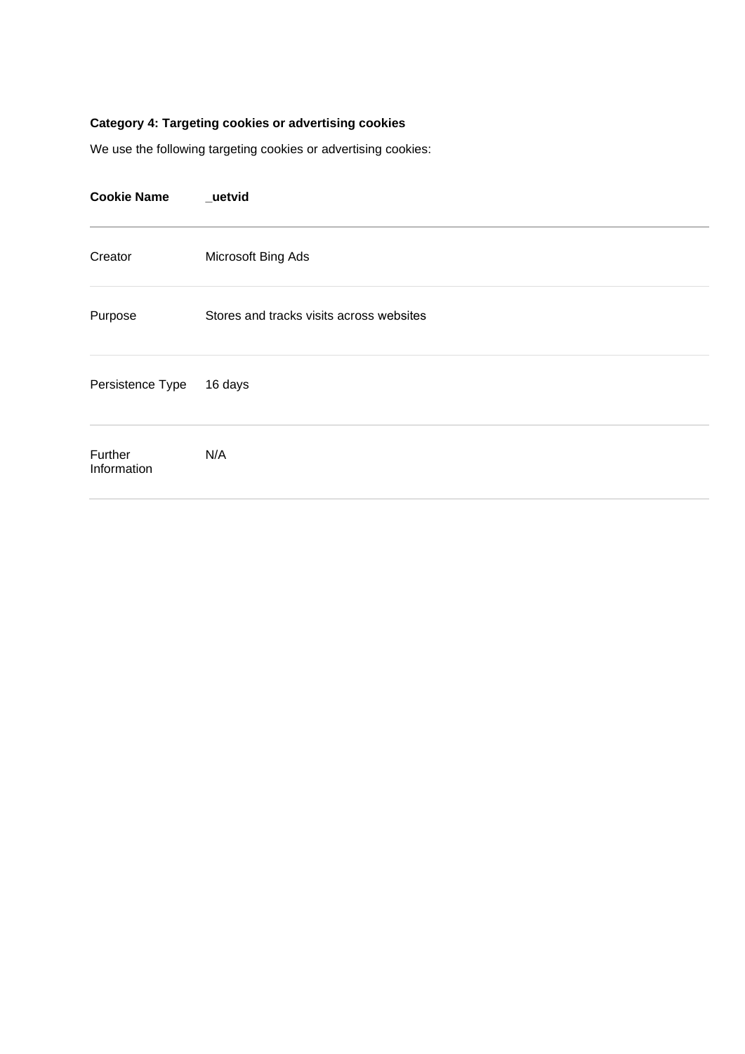**Category 4: Targeting cookies or advertising cookies**

We use the following targeting cookies or advertising cookies:

| **Cookie Name** | **_uetvid** |
|---|---|
| Creator | Microsoft Bing Ads |
| Purpose | Stores and tracks visits across websites |
| Persistence Type | 16 days |
| Further Information | N/A |